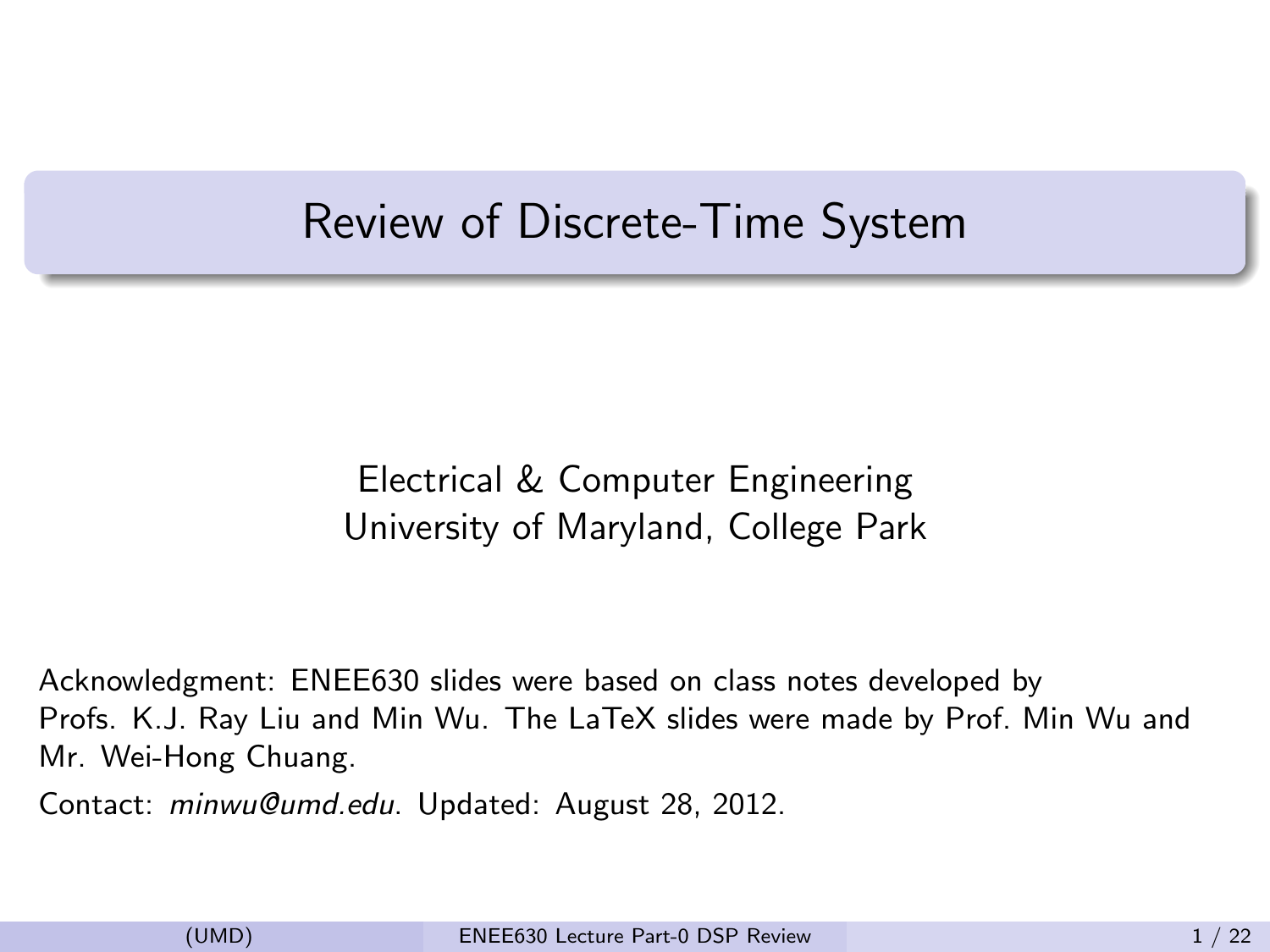# Review of Discrete-Time System

Electrical & Computer Engineering
University of Maryland, College Park

Acknowledgment: ENEE630 slides were based on class notes developed by Profs. K.J. Ray Liu and Min Wu. The LaTeX slides were made by Prof. Min Wu and Mr. Wei-Hong Chuang.

Contact: *minwu@umd.edu*. Updated: August 28, 2012.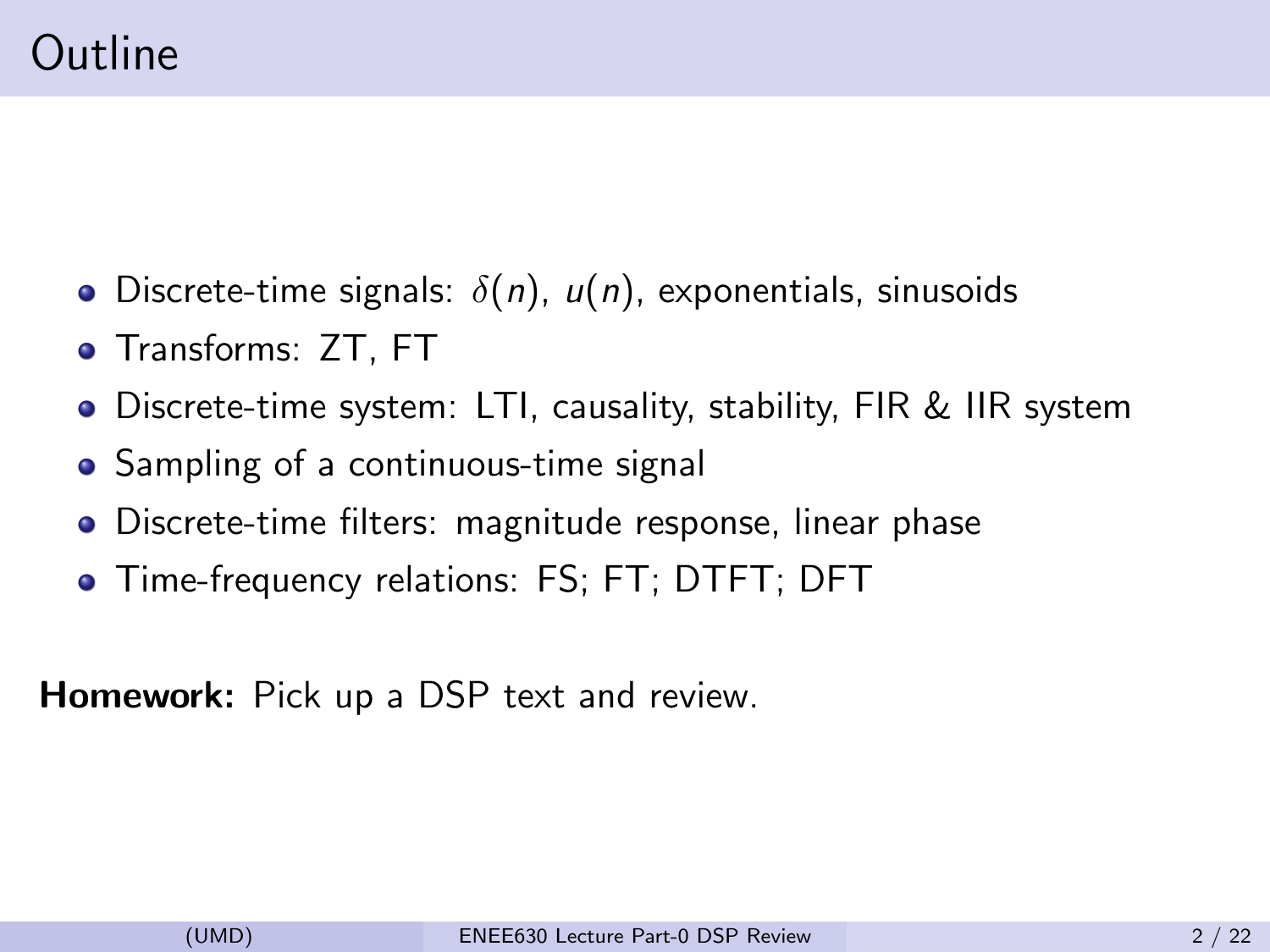# Outline

- Discrete-time signals: $\delta(n)$, $u(n)$, exponentials, sinusoids
- Transforms: ZT, FT
- Discrete-time system: LTI, causality, stability, FIR & IIR system
- Sampling of a continuous-time signal
- Discrete-time filters: magnitude response, linear phase
- Time-frequency relations: FS; FT; DTFT; DFT

**Homework:** Pick up a DSP text and review.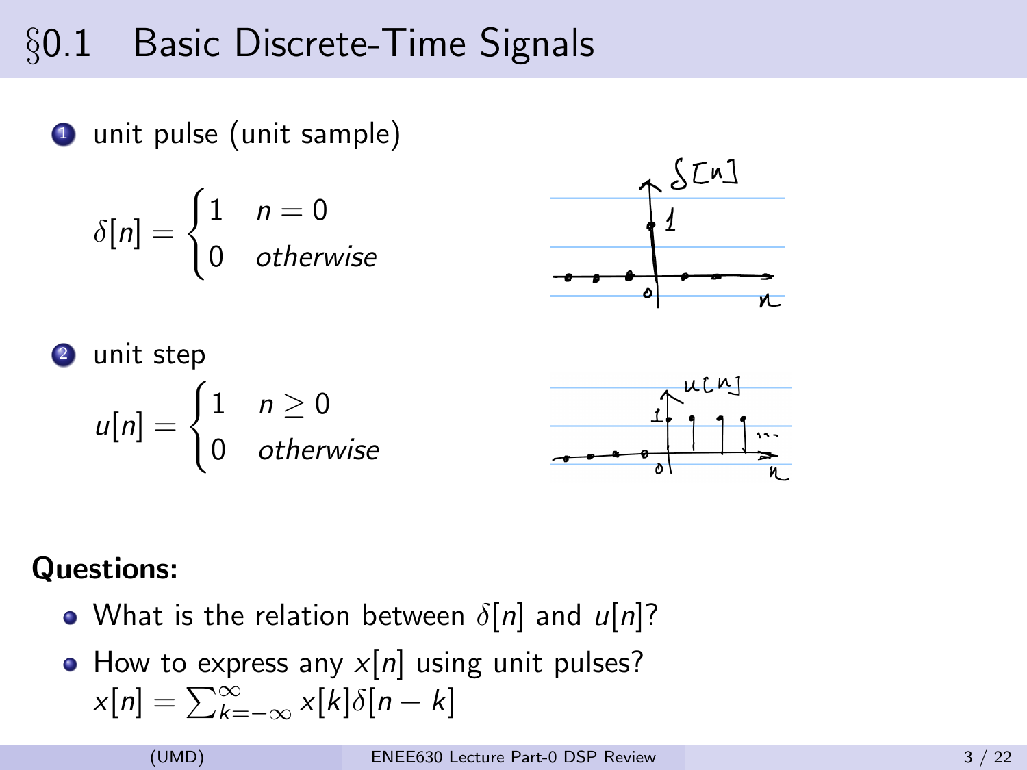# §0.1 Basic Discrete-Time Signals

1. unit pulse (unit sample)

$$\delta[n] = \begin{cases} 1 & n = 0 \\ 0 & otherwise \end{cases}$$

2. unit step

$$u[n] = \begin{cases} 1 & n \geq 0 \\ 0 & otherwise \end{cases}$$

**Questions:**

- What is the relation between $\delta[n]$ and $u[n]$?
- How to express any $x[n]$ using unit pulses?
  $x[n] = \sum_{k=-\infty}^{\infty} x[k]\delta[n-k]$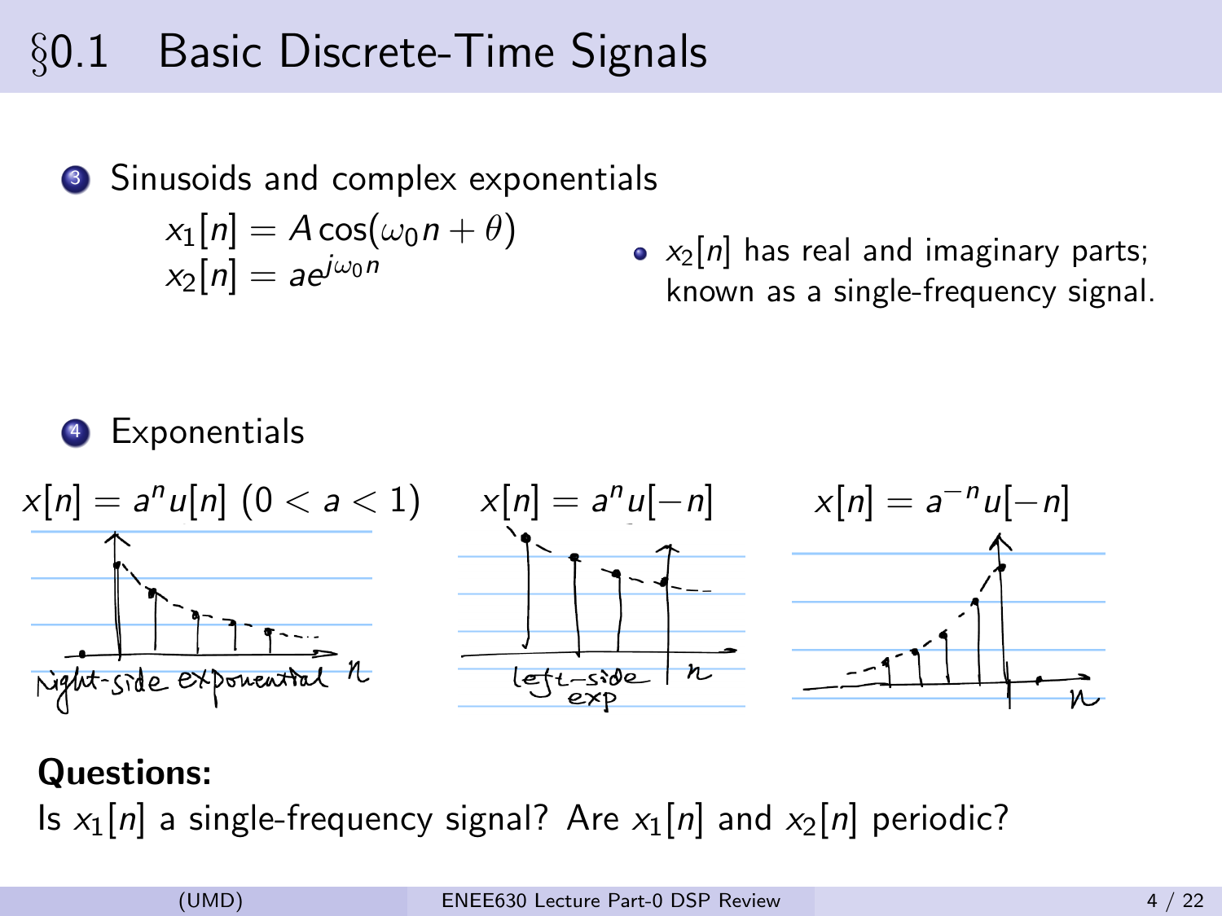# §0.1 Basic Discrete-Time Signals

3. Sinusoids and complex exponentials

$$x_1[n] = A\cos(\omega_0 n + \theta)$$
$$x_2[n] = ae^{j\omega_0 n}$$

- $x_2[n]$ has real and imaginary parts; known as a single-frequency signal.

4. Exponentials

$x[n] = a^n u[n]$ $(0 < a < 1)$ — right-side exponential

$x[n] = a^n u[-n]$ — left-side exp

$x[n] = a^{-n} u[-n]$

**Questions:**

Is $x_1[n]$ a single-frequency signal? Are $x_1[n]$ and $x_2[n]$ periodic?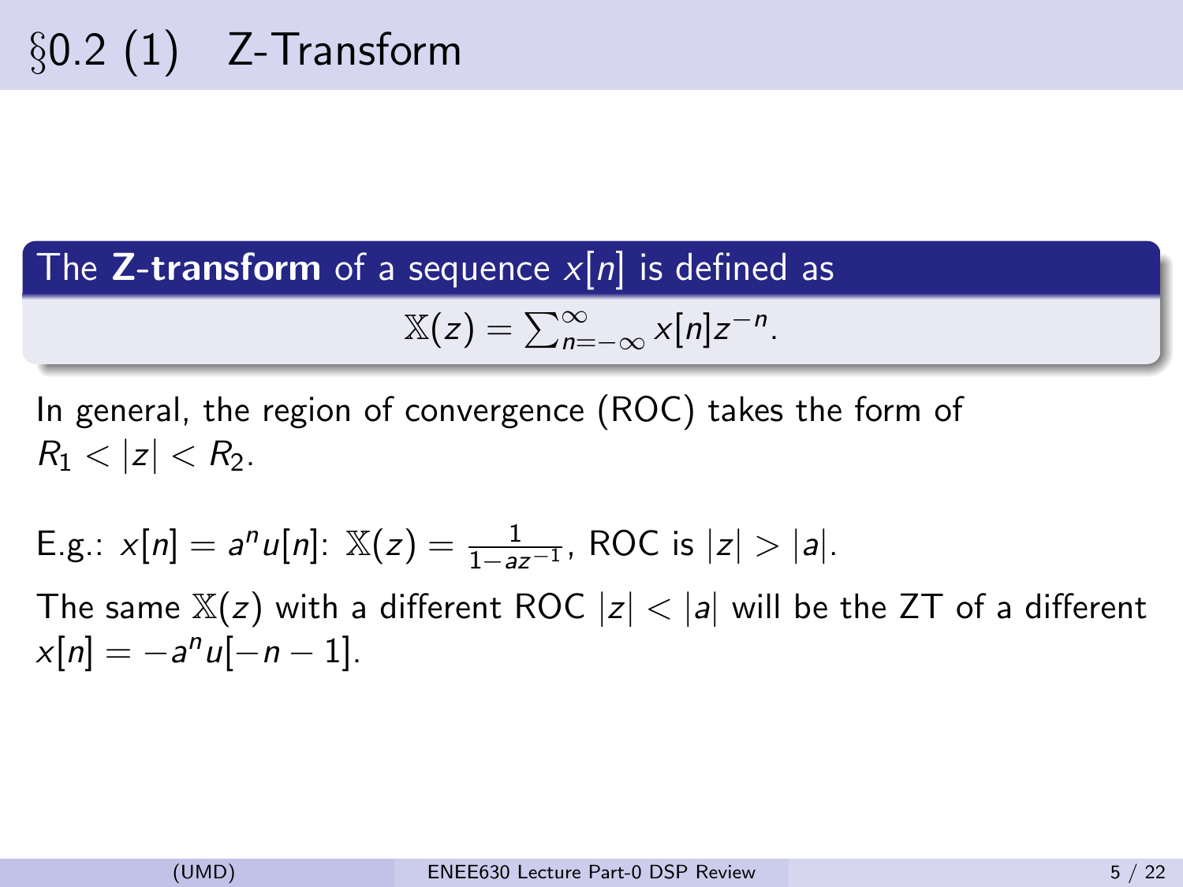# §0.2 (1) Z-Transform

**The Z-transform of a sequence $x[n]$ is defined as**

$$\mathbb{X}(z) = \sum_{n=-\infty}^{\infty} x[n] z^{-n}.$$

In general, the region of convergence (ROC) takes the form of $R_1 < |z| < R_2$.

E.g.: $x[n] = a^n u[n]$: $\mathbb{X}(z) = \frac{1}{1-az^{-1}}$, ROC is $|z| > |a|$.

The same $\mathbb{X}(z)$ with a different ROC $|z| < |a|$ will be the ZT of a different $x[n] = -a^n u[-n-1]$.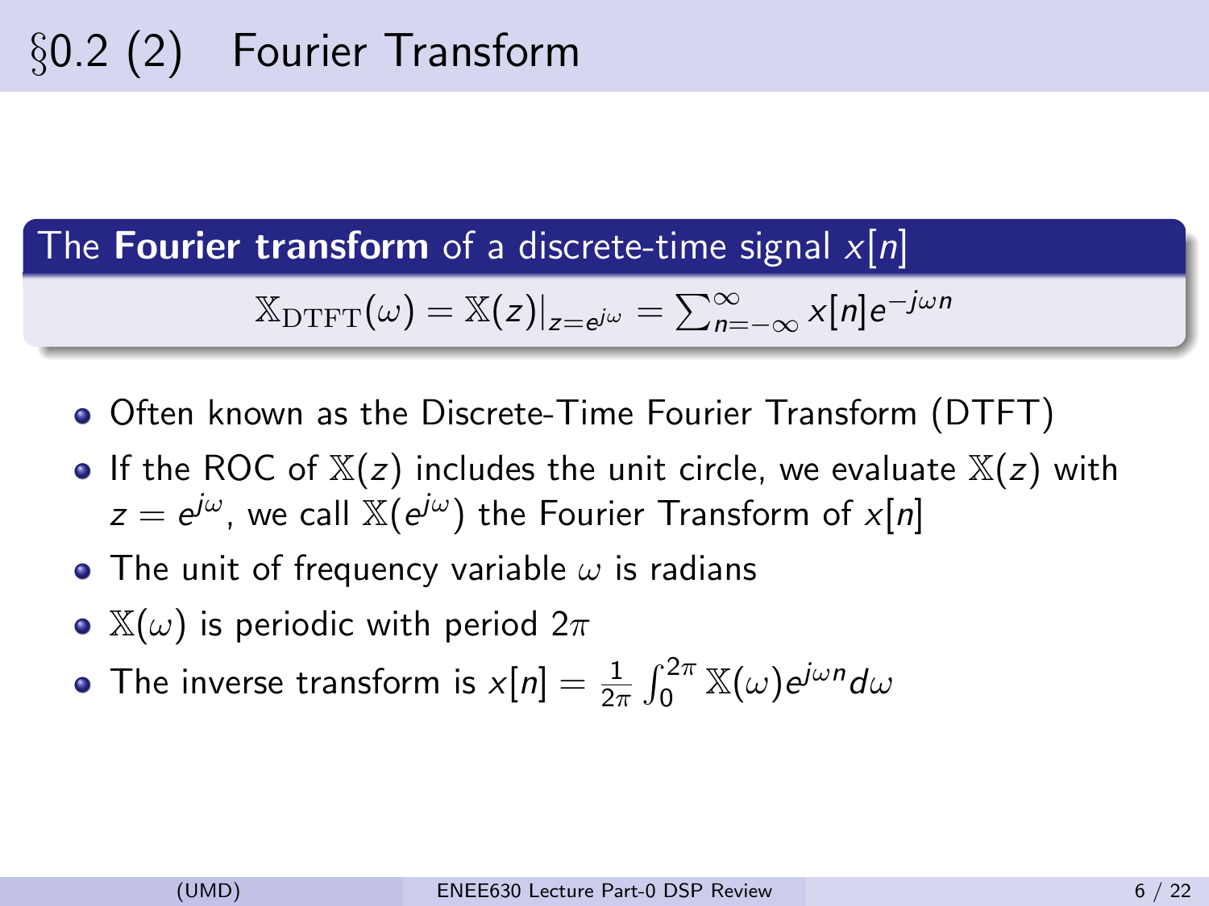# §0.2 (2) Fourier Transform

**The Fourier transform of a discrete-time signal $x[n]$**

$$\mathbb{X}_{\mathrm{DTFT}}(\omega) = \mathbb{X}(z)|_{z=e^{j\omega}} = \sum_{n=-\infty}^{\infty} x[n]e^{-j\omega n}$$

- Often known as the Discrete-Time Fourier Transform (DTFT)
- If the ROC of $\mathbb{X}(z)$ includes the unit circle, we evaluate $\mathbb{X}(z)$ with $z = e^{j\omega}$, we call $\mathbb{X}(e^{j\omega})$ the Fourier Transform of $x[n]$
- The unit of frequency variable $\omega$ is radians
- $\mathbb{X}(\omega)$ is periodic with period $2\pi$
- The inverse transform is $x[n] = \frac{1}{2\pi}\int_0^{2\pi} \mathbb{X}(\omega)e^{j\omega n}d\omega$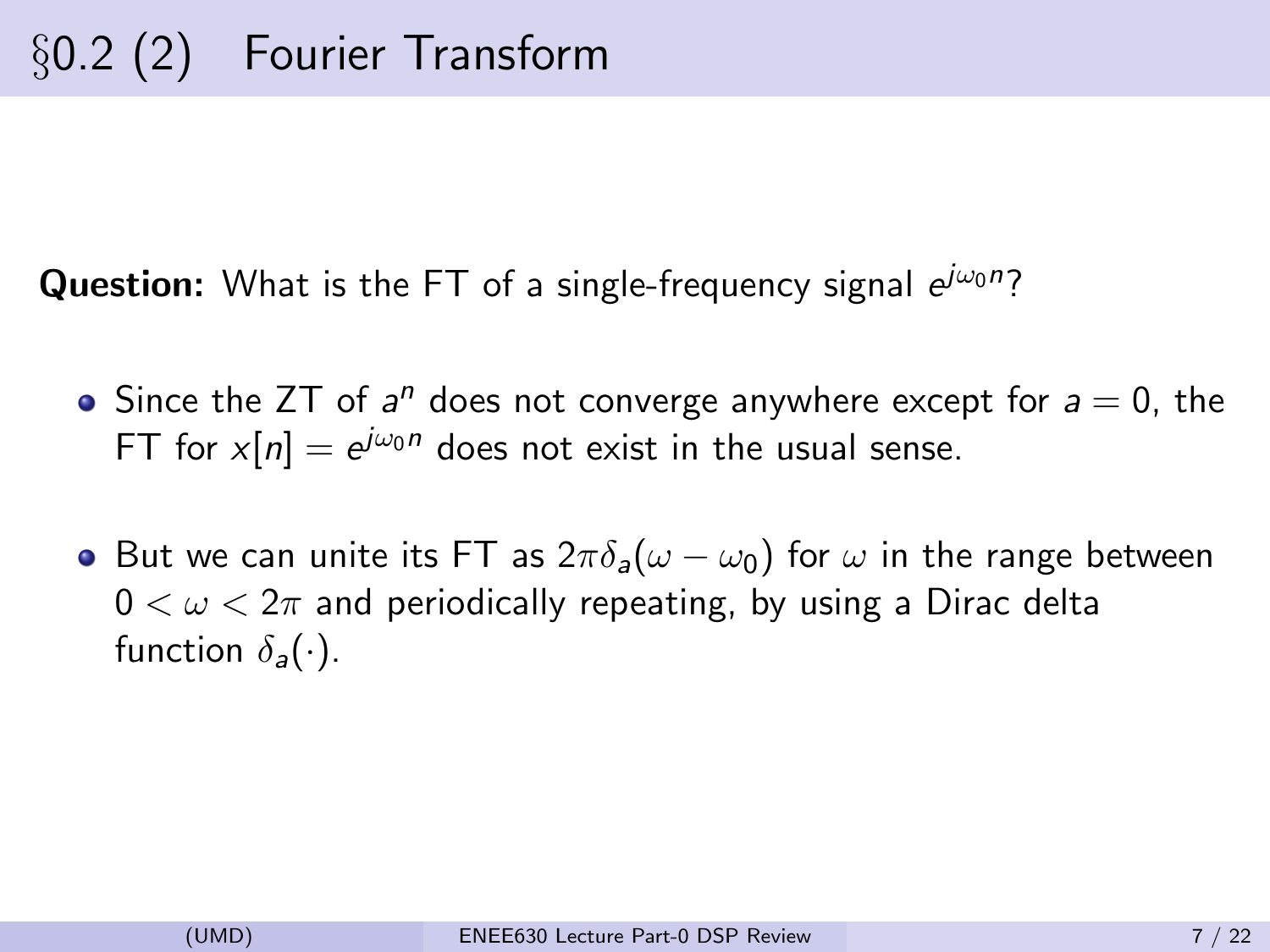# §0.2 (2) Fourier Transform

**Question:** What is the FT of a single-frequency signal $e^{j\omega_0 n}$?

- Since the ZT of $a^n$ does not converge anywhere except for $a = 0$, the FT for $x[n] = e^{j\omega_0 n}$ does not exist in the usual sense.
- But we can unite its FT as $2\pi\delta_a(\omega - \omega_0)$ for $\omega$ in the range between $0 < \omega < 2\pi$ and periodically repeating, by using a Dirac delta function $\delta_a(\cdot)$.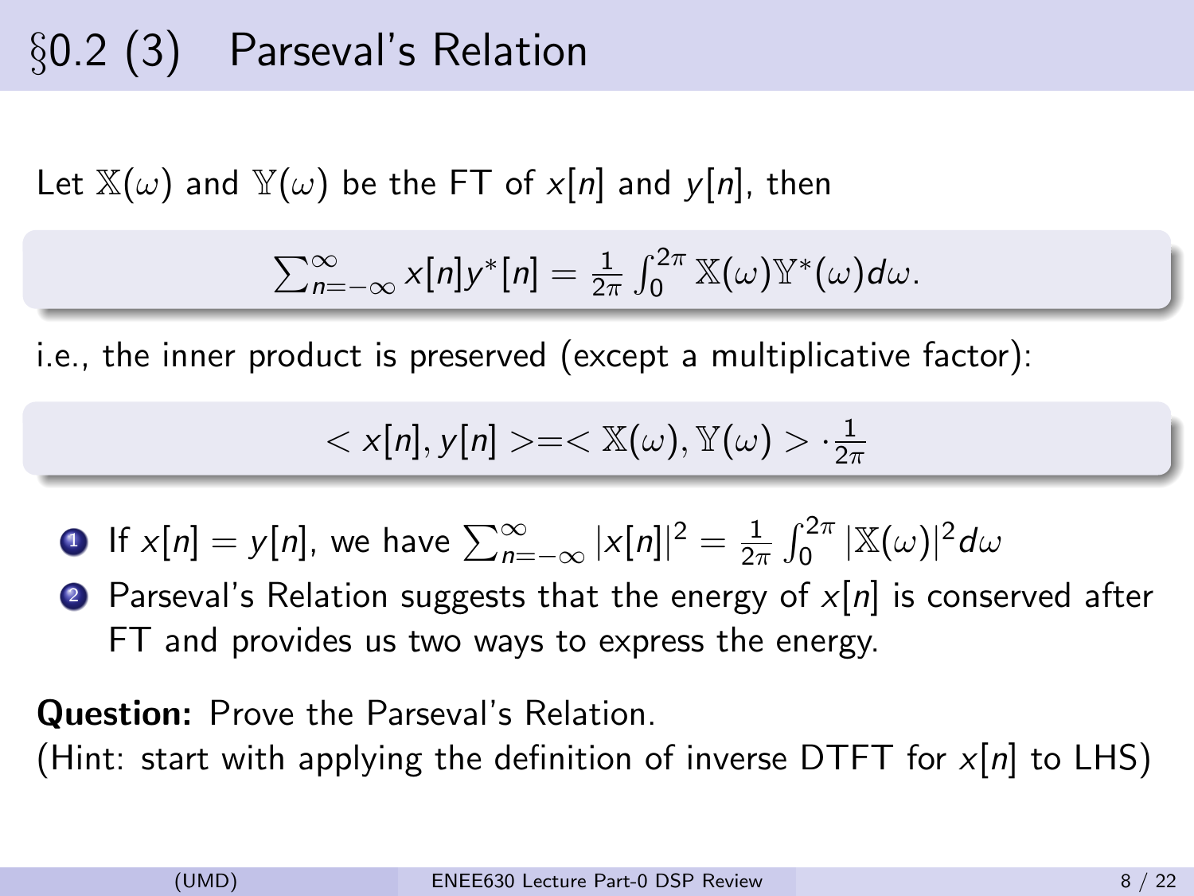# §0.2 (3) Parseval's Relation

Let $\mathbb{X}(\omega)$ and $\mathbb{Y}(\omega)$ be the FT of $x[n]$ and $y[n]$, then

$$\sum_{n=-\infty}^{\infty} x[n]y^*[n] = \frac{1}{2\pi}\int_0^{2\pi} \mathbb{X}(\omega)\mathbb{Y}^*(\omega)d\omega.$$

i.e., the inner product is preserved (except a multiplicative factor):

$$< x[n], y[n] > = < \mathbb{X}(\omega), \mathbb{Y}(\omega) > \cdot \frac{1}{2\pi}$$

1. If $x[n] = y[n]$, we have $\sum_{n=-\infty}^{\infty} |x[n]|^2 = \frac{1}{2\pi}\int_0^{2\pi} |\mathbb{X}(\omega)|^2 d\omega$
2. Parseval's Relation suggests that the energy of $x[n]$ is conserved after FT and provides us two ways to express the energy.

**Question:** Prove the Parseval's Relation.
(Hint: start with applying the definition of inverse DTFT for $x[n]$ to LHS)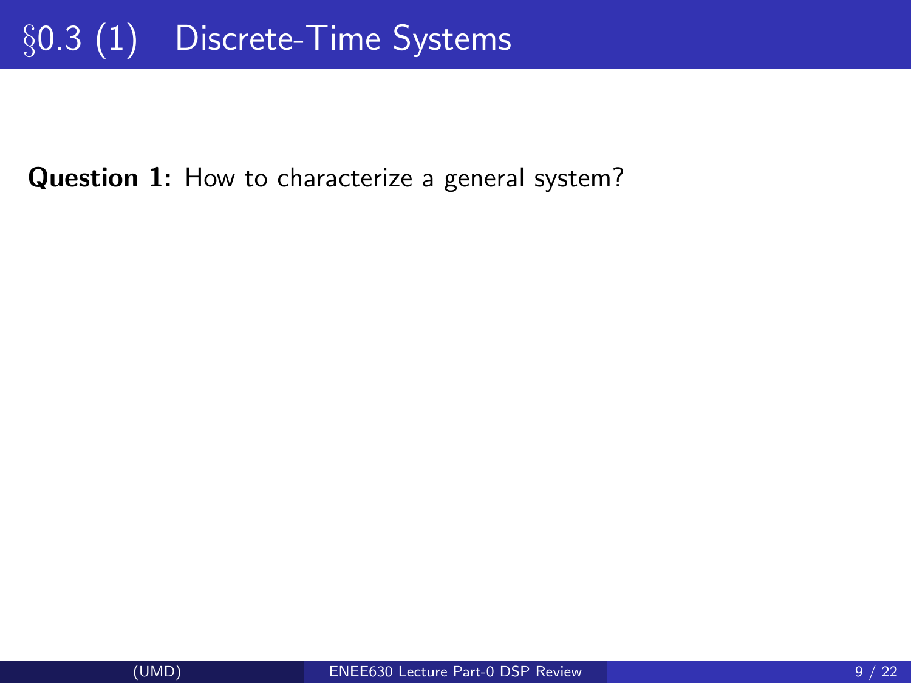# §0.3 (1) Discrete-Time Systems

**Question 1:** How to characterize a general system?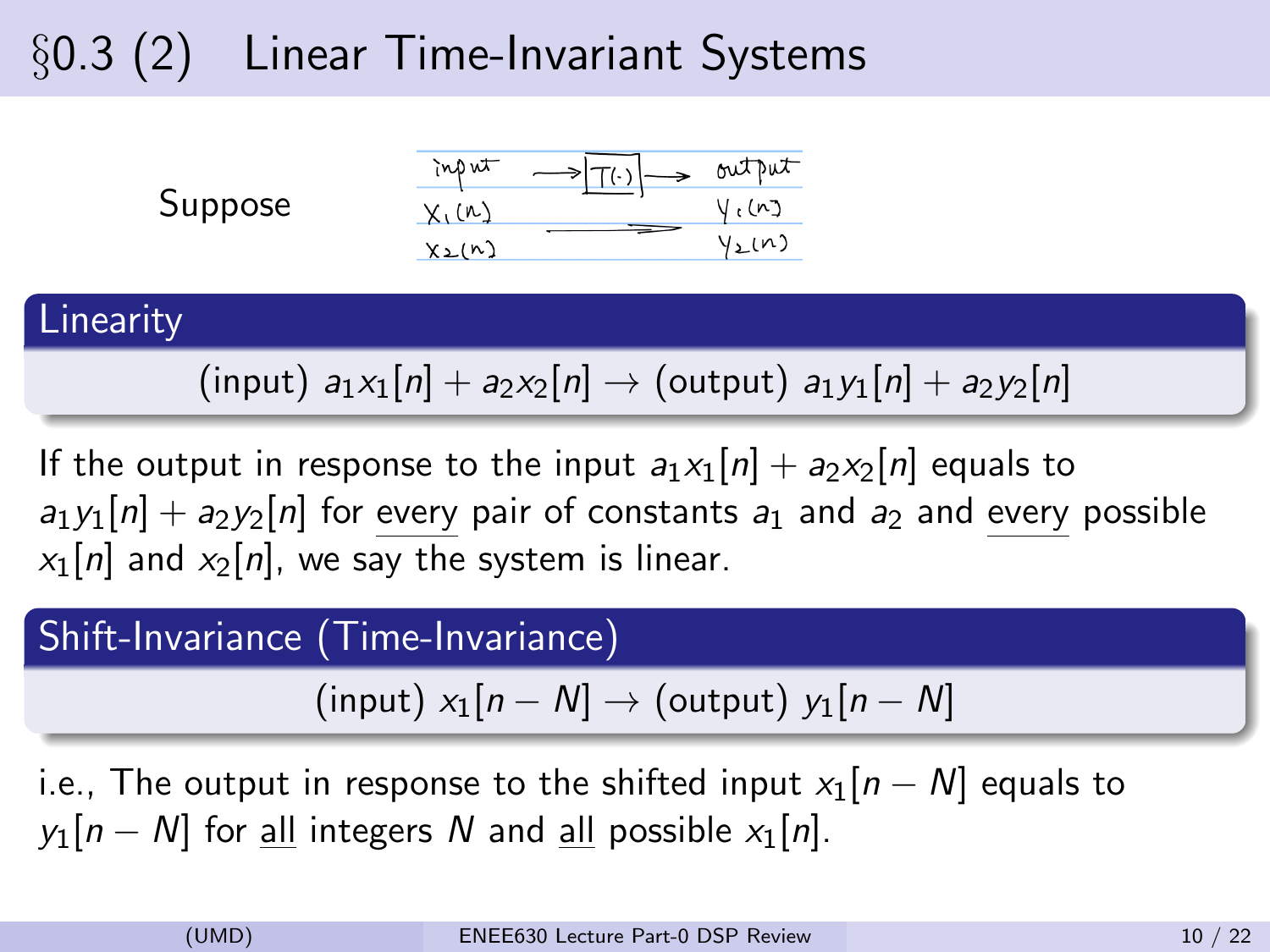# §0.3 (2) Linear Time-Invariant Systems

Suppose

| input | $\rightarrow$ T(·) $\rightarrow$ | output |
| --- | --- | --- |
| $x_1(n)$ | | $y_1(n)$ |
| $x_2(n)$ | $\longrightarrow$ | $y_2(n)$ |

## Linearity

$$\text{(input) } a_1 x_1[n] + a_2 x_2[n] \rightarrow \text{(output) } a_1 y_1[n] + a_2 y_2[n]$$

If the output in response to the input $a_1 x_1[n] + a_2 x_2[n]$ equals to $a_1 y_1[n] + a_2 y_2[n]$ for every pair of constants $a_1$ and $a_2$ and every possible $x_1[n]$ and $x_2[n]$, we say the system is linear.

## Shift-Invariance (Time-Invariance)

$$\text{(input) } x_1[n-N] \rightarrow \text{(output) } y_1[n-N]$$

i.e., The output in response to the shifted input $x_1[n-N]$ equals to $y_1[n-N]$ for all integers $N$ and all possible $x_1[n]$.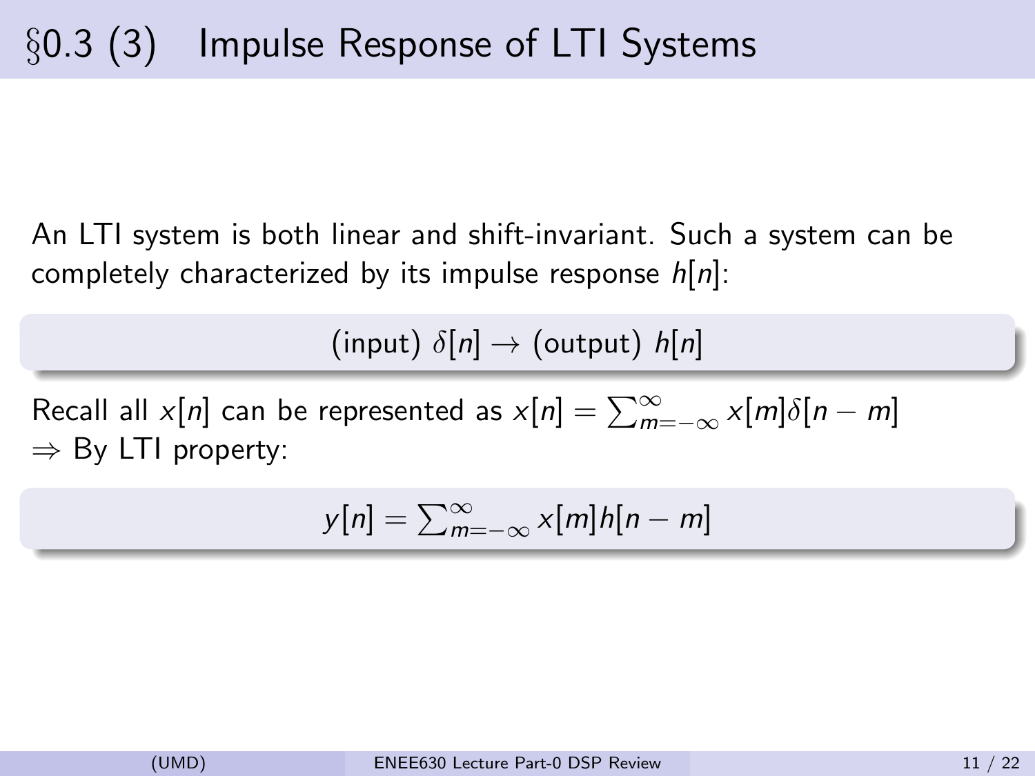# §0.3 (3) Impulse Response of LTI Systems

An LTI system is both linear and shift-invariant. Such a system can be completely characterized by its impulse response $h[n]$:

$$\text{(input) } \delta[n] \rightarrow \text{(output) } h[n]$$

Recall all $x[n]$ can be represented as $x[n] = \sum_{m=-\infty}^{\infty} x[m]\delta[n-m]$
$\Rightarrow$ By LTI property:

$$y[n] = \sum_{m=-\infty}^{\infty} x[m]h[n-m]$$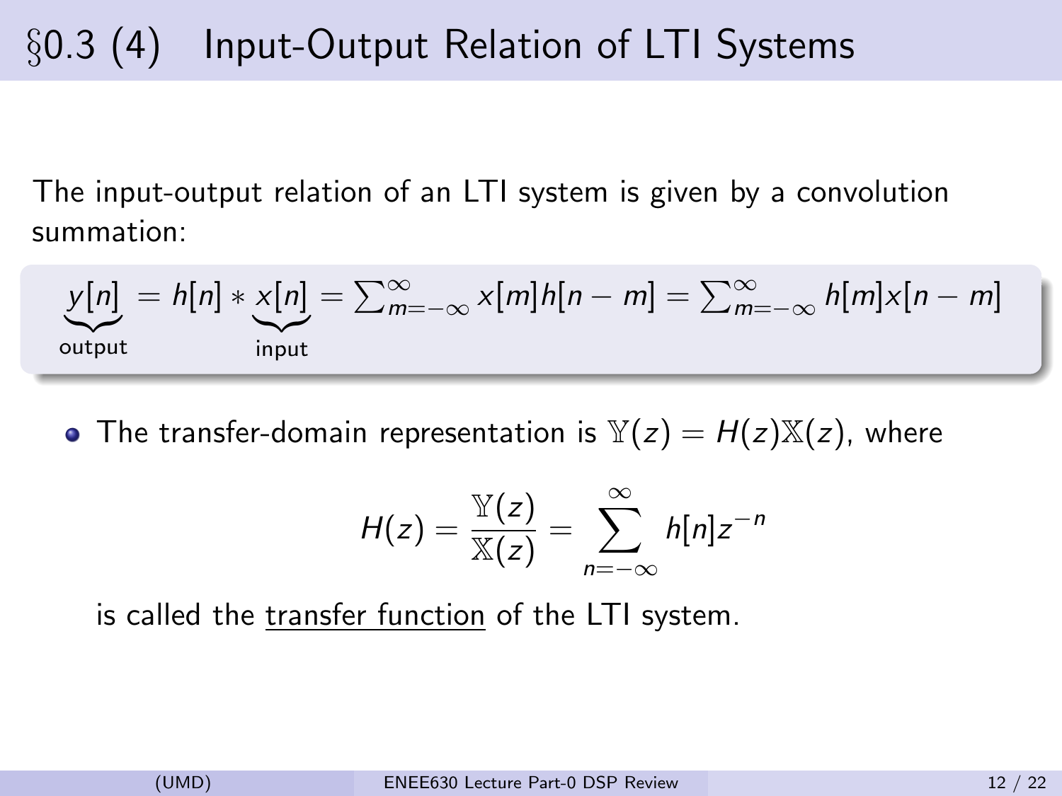# §0.3 (4) Input-Output Relation of LTI Systems

The input-output relation of an LTI system is given by a convolution summation:

$$\underbrace{y[n]}_{\text{output}} = h[n] * \underbrace{x[n]}_{\text{input}} = \sum_{m=-\infty}^{\infty} x[m]h[n-m] = \sum_{m=-\infty}^{\infty} h[m]x[n-m]$$

- The transfer-domain representation is $\mathbb{Y}(z) = H(z)\mathbb{X}(z)$, where

$$H(z) = \frac{\mathbb{Y}(z)}{\mathbb{X}(z)} = \sum_{n=-\infty}^{\infty} h[n]z^{-n}$$

  is called the transfer function of the LTI system.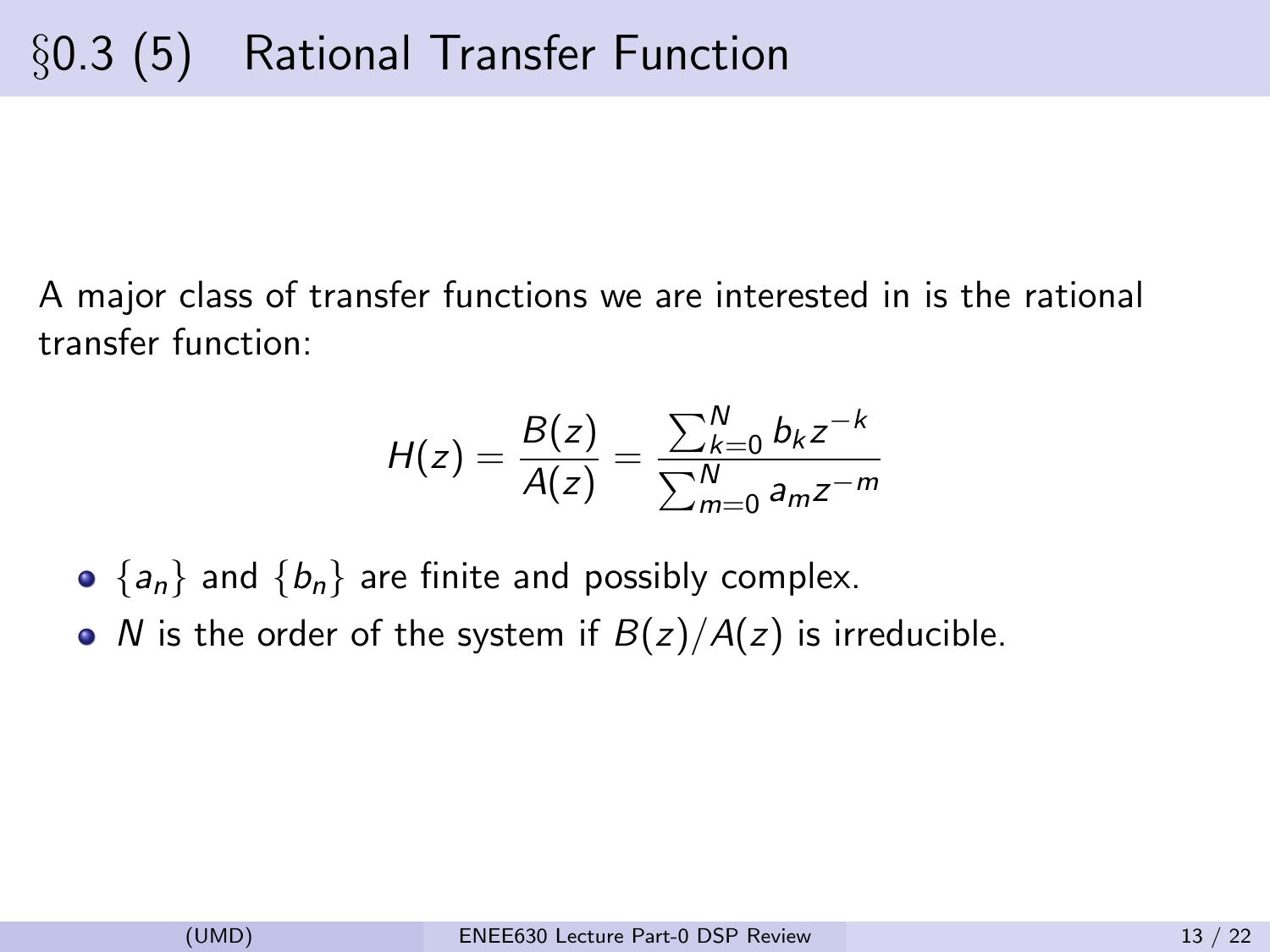# §0.3 (5) Rational Transfer Function

A major class of transfer functions we are interested in is the rational transfer function:

$$H(z) = \frac{B(z)}{A(z)} = \frac{\sum_{k=0}^{N} b_k z^{-k}}{\sum_{m=0}^{N} a_m z^{-m}}$$

- $\{a_n\}$ and $\{b_n\}$ are finite and possibly complex.
- $N$ is the order of the system if $B(z)/A(z)$ is irreducible.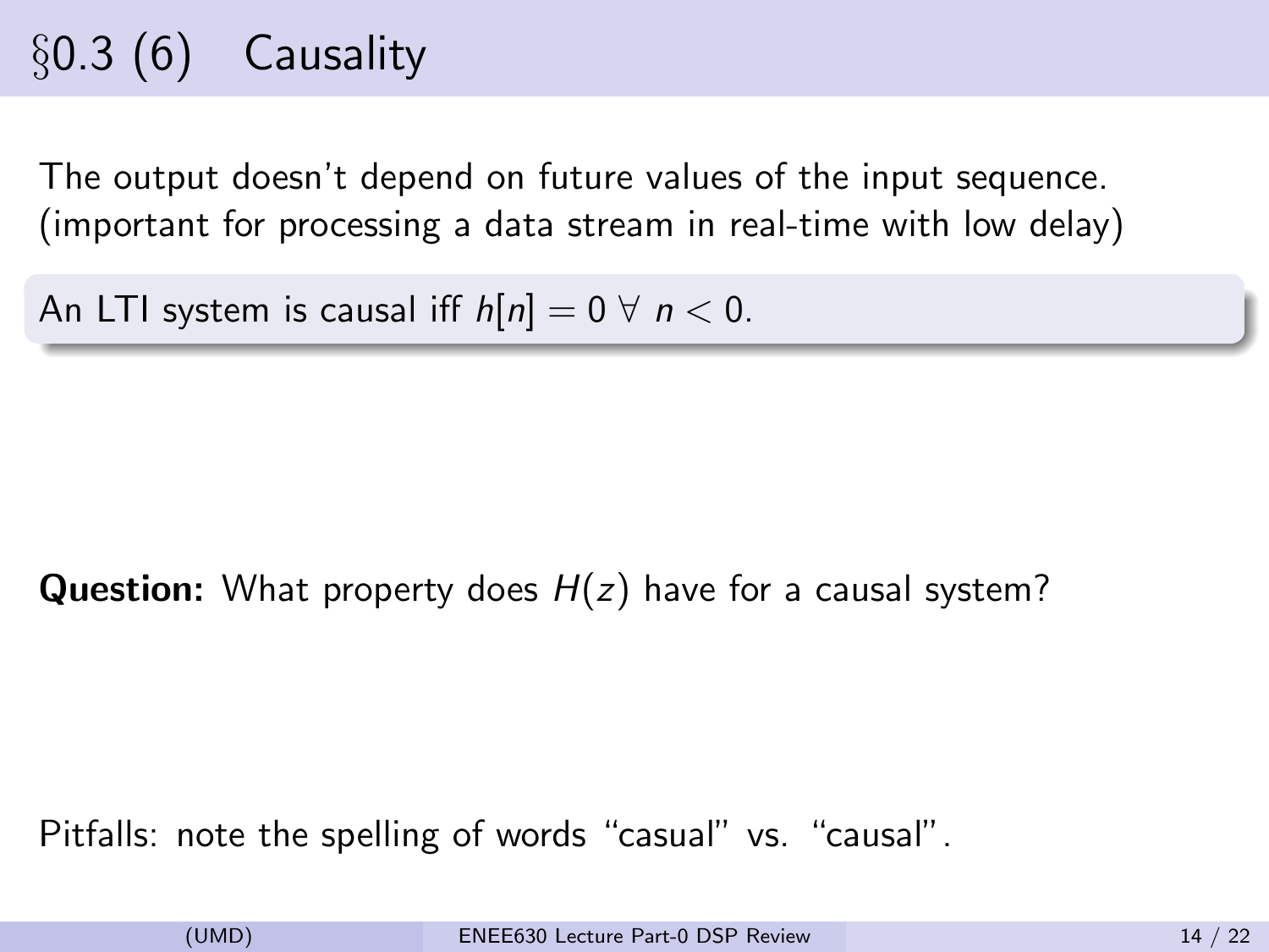# §0.3 (6) Causality

The output doesn't depend on future values of the input sequence. (important for processing a data stream in real-time with low delay)

An LTI system is causal iff $h[n] = 0 \ \forall \ n < 0$.

**Question:** What property does $H(z)$ have for a causal system?

Pitfalls: note the spelling of words "casual" vs. "causal".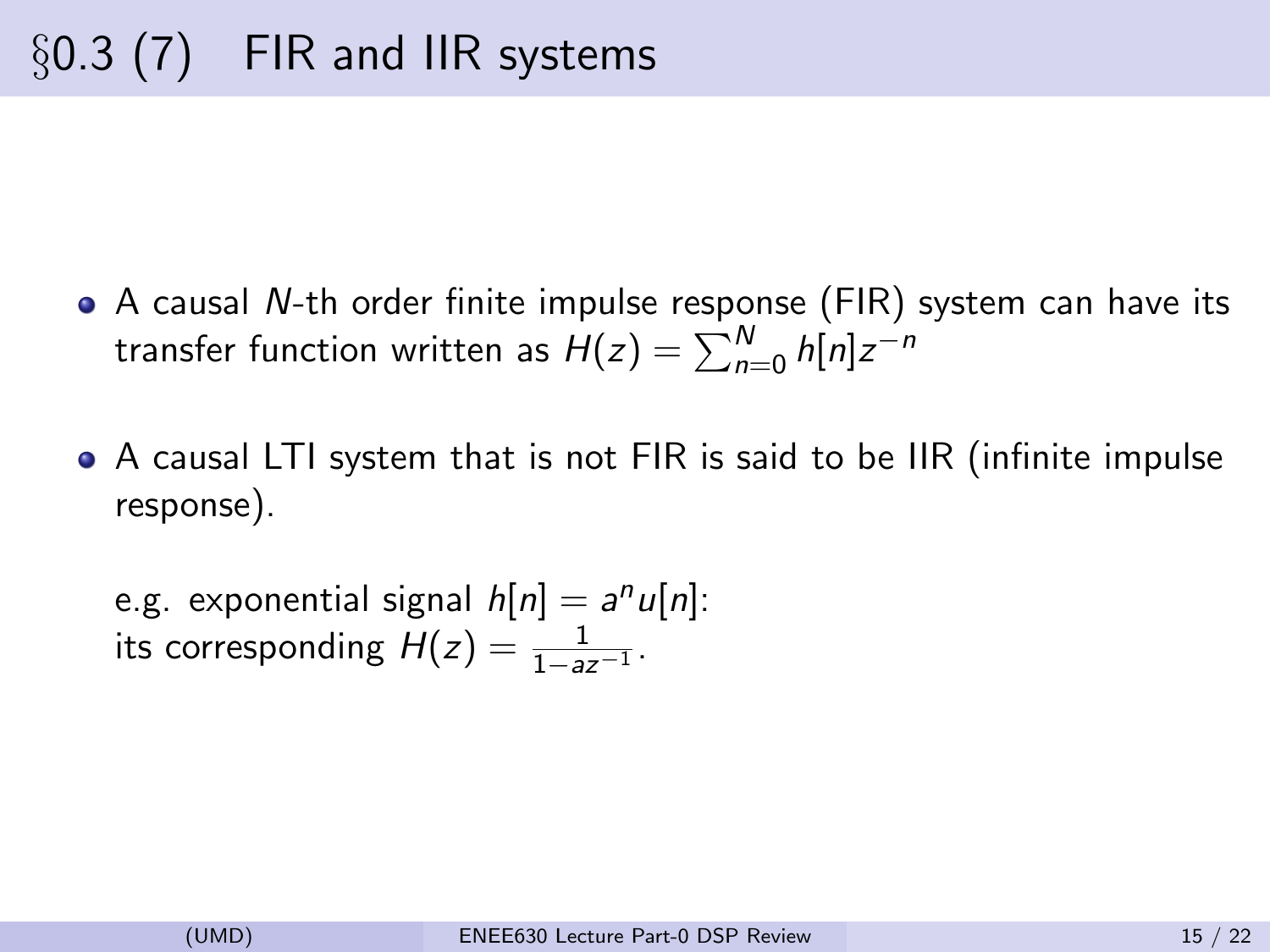# §0.3 (7) FIR and IIR systems

- A causal $N$-th order finite impulse response (FIR) system can have its transfer function written as $H(z) = \sum_{n=0}^{N} h[n] z^{-n}$

- A causal LTI system that is not FIR is said to be IIR (infinite impulse response).

  e.g. exponential signal $h[n] = a^n u[n]$:
  its corresponding $H(z) = \frac{1}{1 - a z^{-1}}$.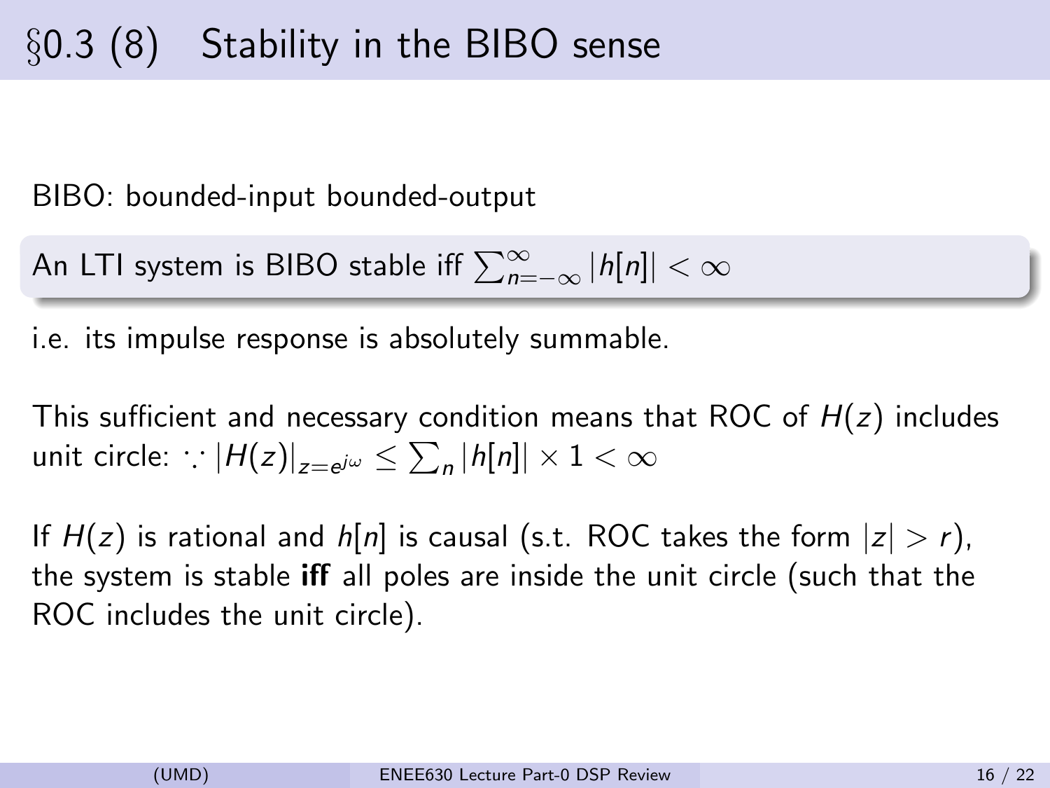# §0.3 (8) Stability in the BIBO sense

BIBO: bounded-input bounded-output

An LTI system is BIBO stable iff $\sum_{n=-\infty}^{\infty} |h[n]| < \infty$

i.e. its impulse response is absolutely summable.

This sufficient and necessary condition means that ROC of $H(z)$ includes unit circle: $\because |H(z)|_{z=e^{j\omega}} \leq \sum_n |h[n]| \times 1 < \infty$

If $H(z)$ is rational and $h[n]$ is causal (s.t. ROC takes the form $|z| > r$), the system is stable **iff** all poles are inside the unit circle (such that the ROC includes the unit circle).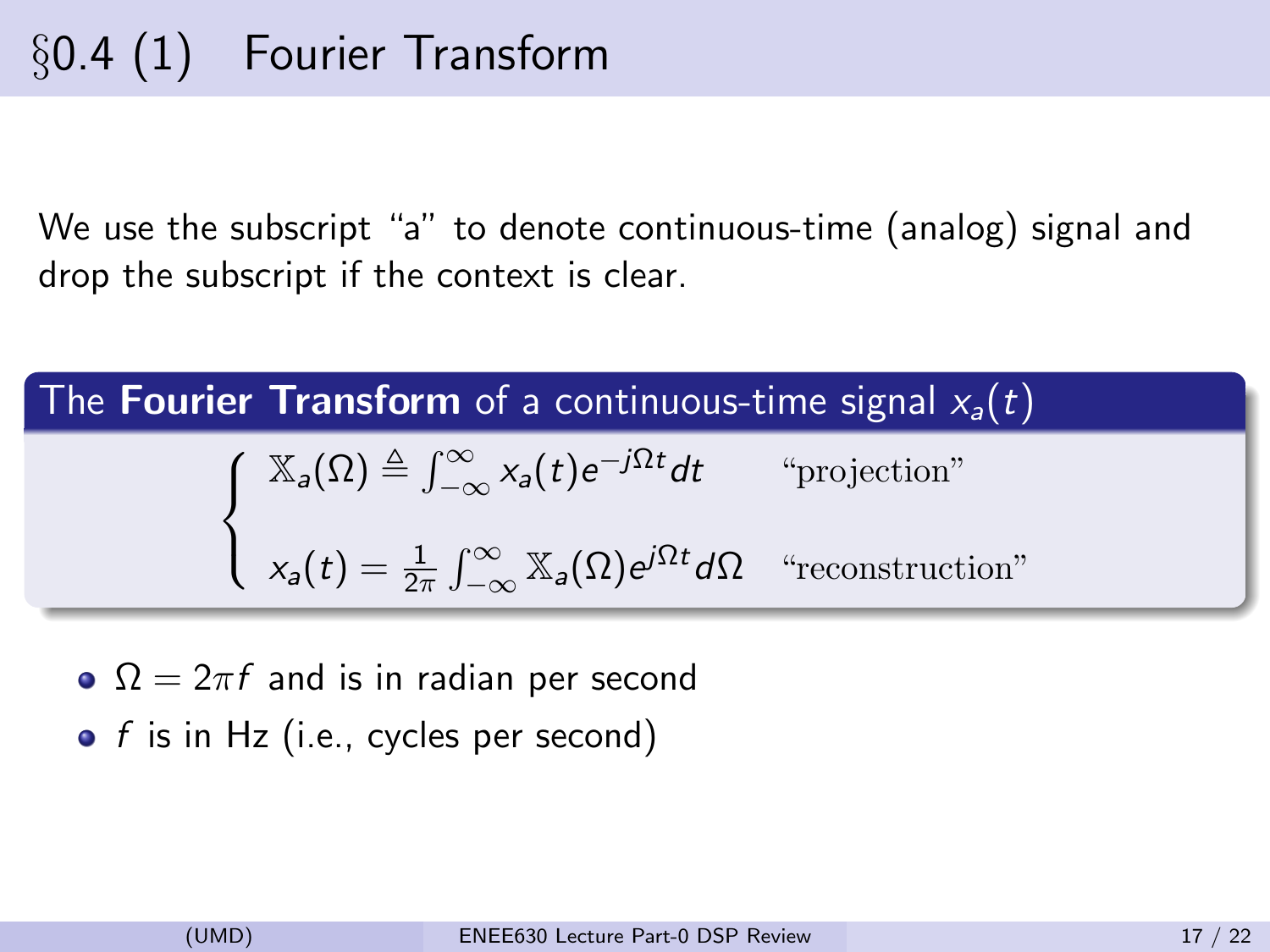# §0.4 (1) Fourier Transform

We use the subscript "a" to denote continuous-time (analog) signal and drop the subscript if the context is clear.

**The Fourier Transform of a continuous-time signal $x_a(t)$**

$$
\begin{cases}
\mathbb{X}_a(\Omega) \triangleq \int_{-\infty}^{\infty} x_a(t) e^{-j\Omega t} dt & \text{"projection"} \\
x_a(t) = \frac{1}{2\pi} \int_{-\infty}^{\infty} \mathbb{X}_a(\Omega) e^{j\Omega t} d\Omega & \text{"reconstruction"}
\end{cases}
$$

- $\Omega = 2\pi f$ and is in radian per second
- $f$ is in Hz (i.e., cycles per second)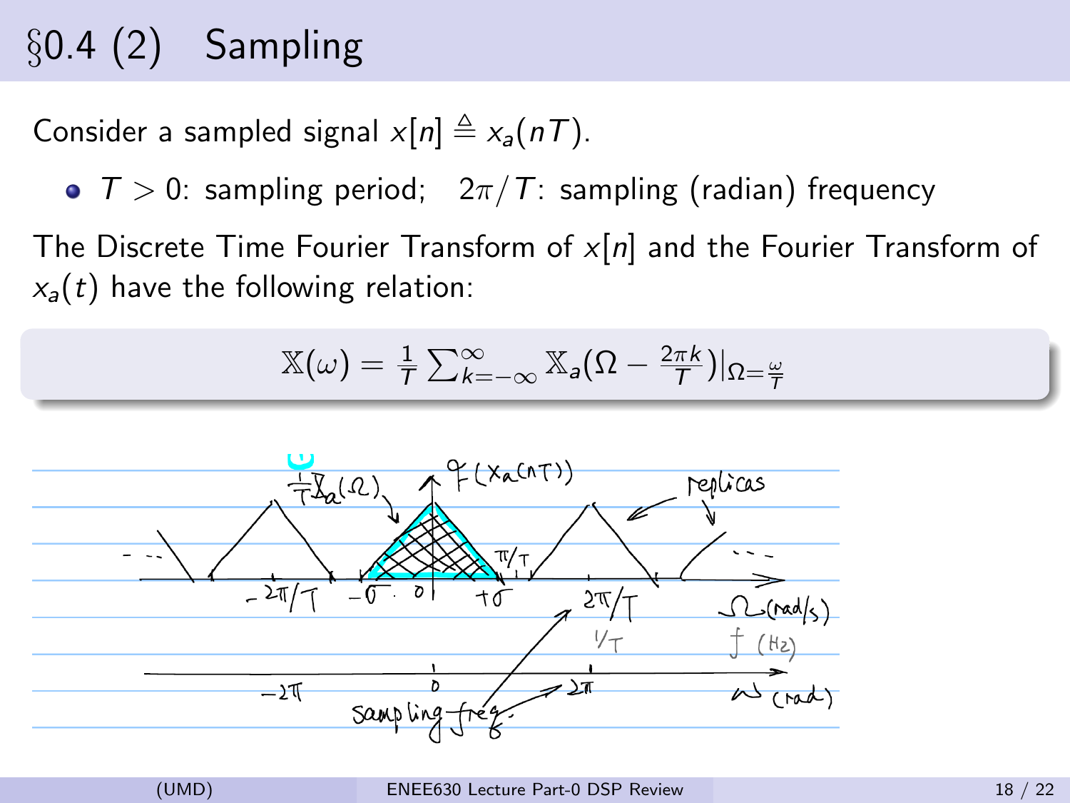# §0.4 (2) Sampling

Consider a sampled signal $x[n] \triangleq x_a(nT)$.

- $T > 0$: sampling period; $2\pi/T$: sampling (radian) frequency

The Discrete Time Fourier Transform of $x[n]$ and the Fourier Transform of $x_a(t)$ have the following relation:

$$\mathbb{X}(\omega) = \frac{1}{T}\sum_{k=-\infty}^{\infty} \mathbb{X}_a(\Omega - \frac{2\pi k}{T})|_{\Omega=\frac{\omega}{T}}$$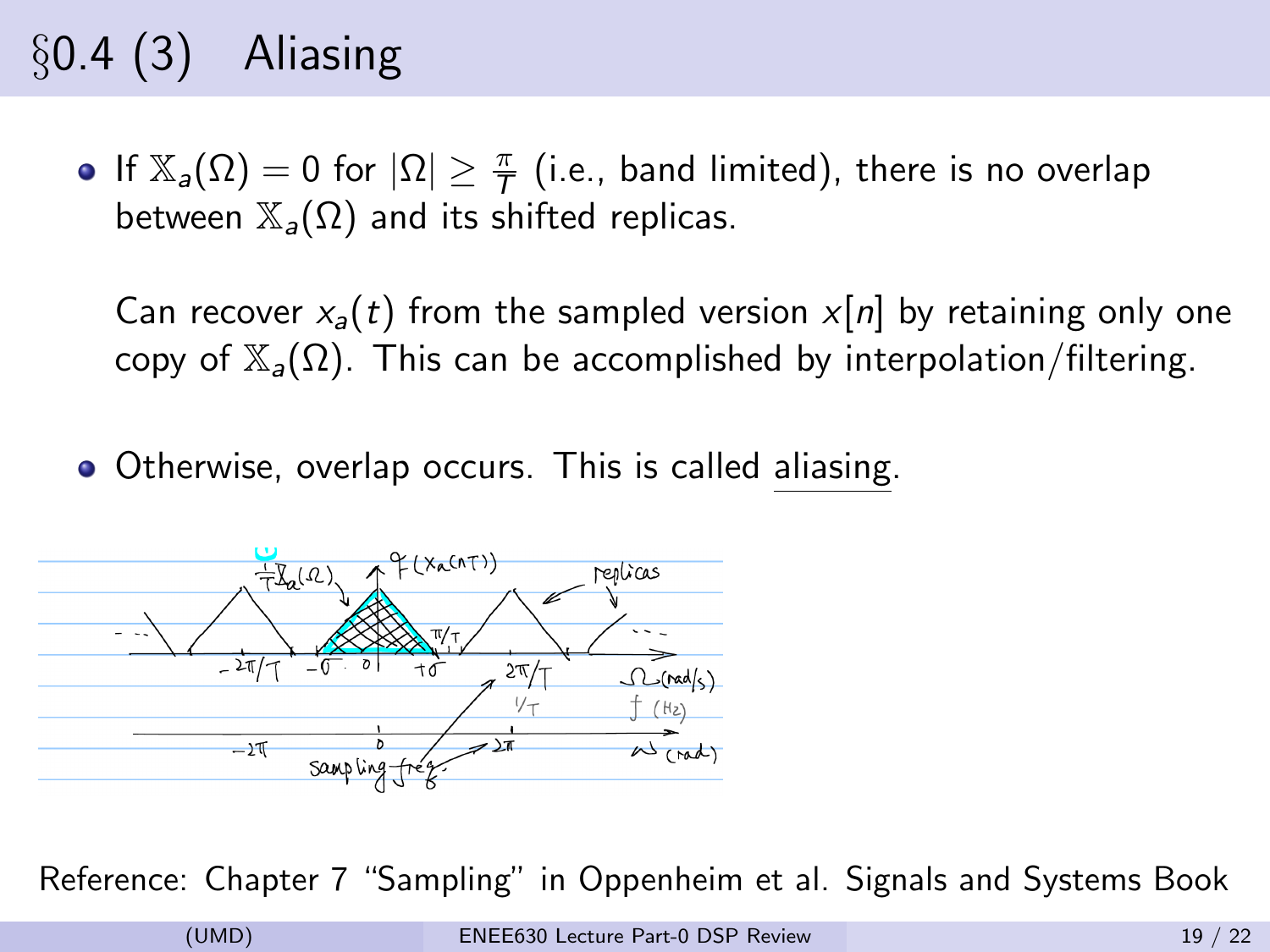# §0.4 (3) Aliasing

- If $\mathbb{X}_a(\Omega) = 0$ for $|\Omega| \geq \frac{\pi}{T}$ (i.e., band limited), there is no overlap between $\mathbb{X}_a(\Omega)$ and its shifted replicas.

  Can recover $x_a(t)$ from the sampled version $x[n]$ by retaining only one copy of $\mathbb{X}_a(\Omega)$. This can be accomplished by interpolation/filtering.

- Otherwise, overlap occurs. This is called <u>aliasing</u>.

Reference: Chapter 7 "Sampling" in Oppenheim et al. Signals and Systems Book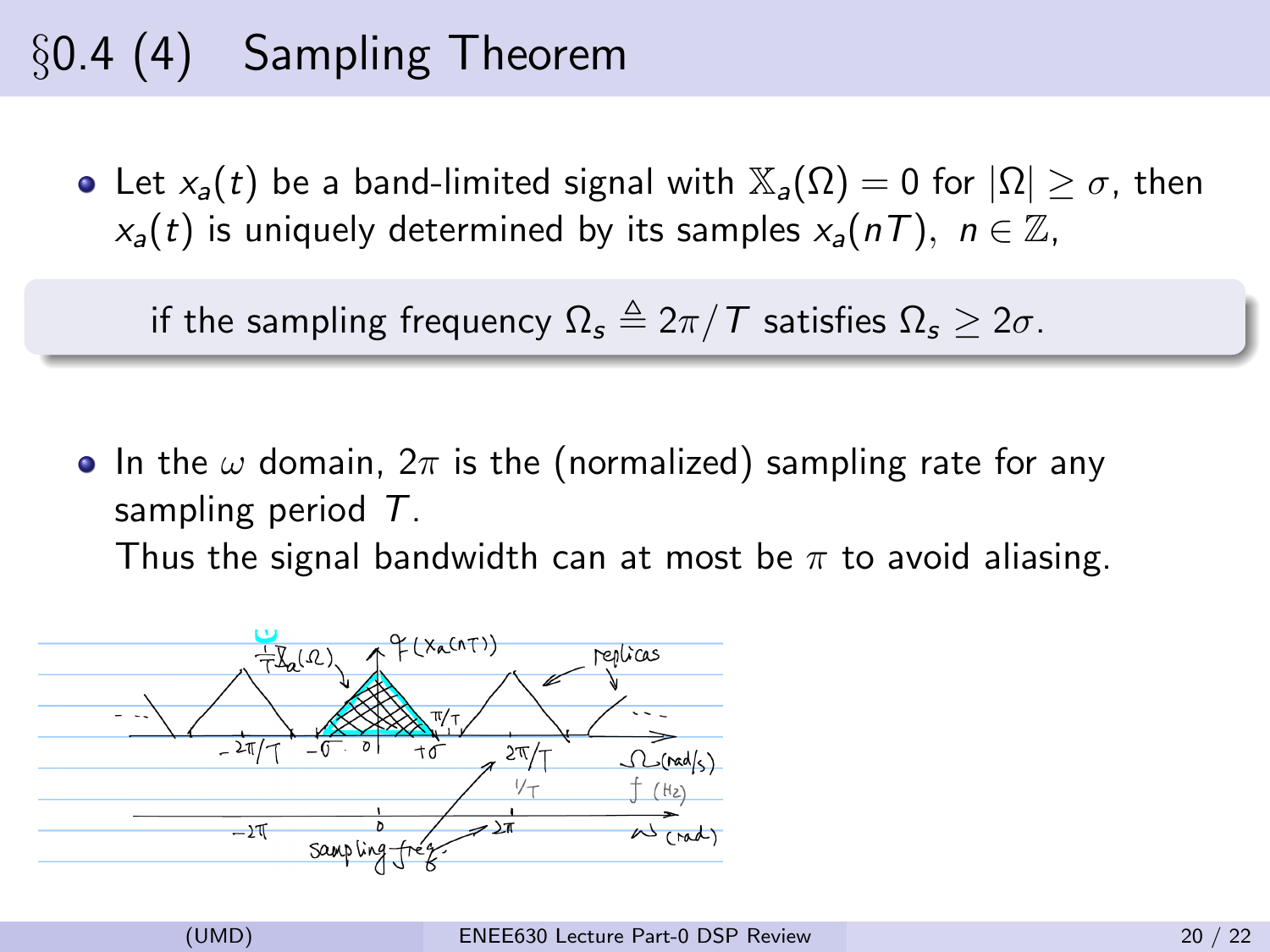# §0.4 (4) Sampling Theorem

- Let $x_a(t)$ be a band-limited signal with $\mathbb{X}_a(\Omega) = 0$ for $|\Omega| \geq \sigma$, then $x_a(t)$ is uniquely determined by its samples $x_a(nT)$, $n \in \mathbb{Z}$,

> if the sampling frequency $\Omega_s \triangleq 2\pi/T$ satisfies $\Omega_s \geq 2\sigma$.

- In the $\omega$ domain, $2\pi$ is the (normalized) sampling rate for any sampling period $T$.
  Thus the signal bandwidth can at most be $\pi$ to avoid aliasing.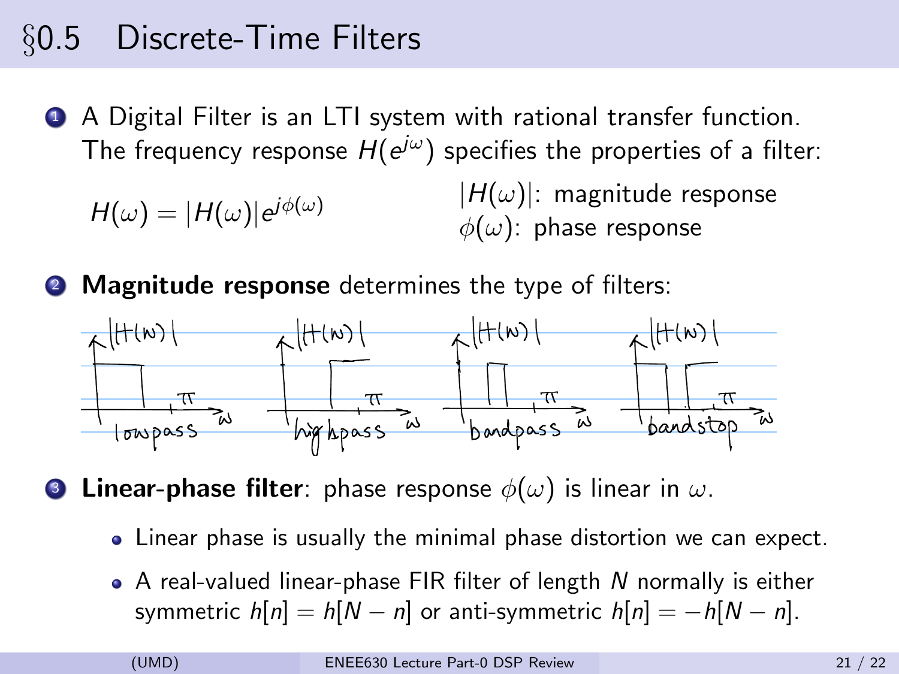# §0.5 Discrete-Time Filters

1. A Digital Filter is an LTI system with rational transfer function. The frequency response $H(e^{j\omega})$ specifies the properties of a filter:

   $$H(\omega) = |H(\omega)| e^{j\phi(\omega)}$$

   $|H(\omega)|$: magnitude response
   $\phi(\omega)$: phase response

2. **Magnitude response** determines the type of filters:

   lowpass, highpass, bandpass, bandstop

3. **Linear-phase filter**: phase response $\phi(\omega)$ is linear in $\omega$.
   - Linear phase is usually the minimal phase distortion we can expect.
   - A real-valued linear-phase FIR filter of length $N$ normally is either symmetric $h[n] = h[N-n]$ or anti-symmetric $h[n] = -h[N-n]$.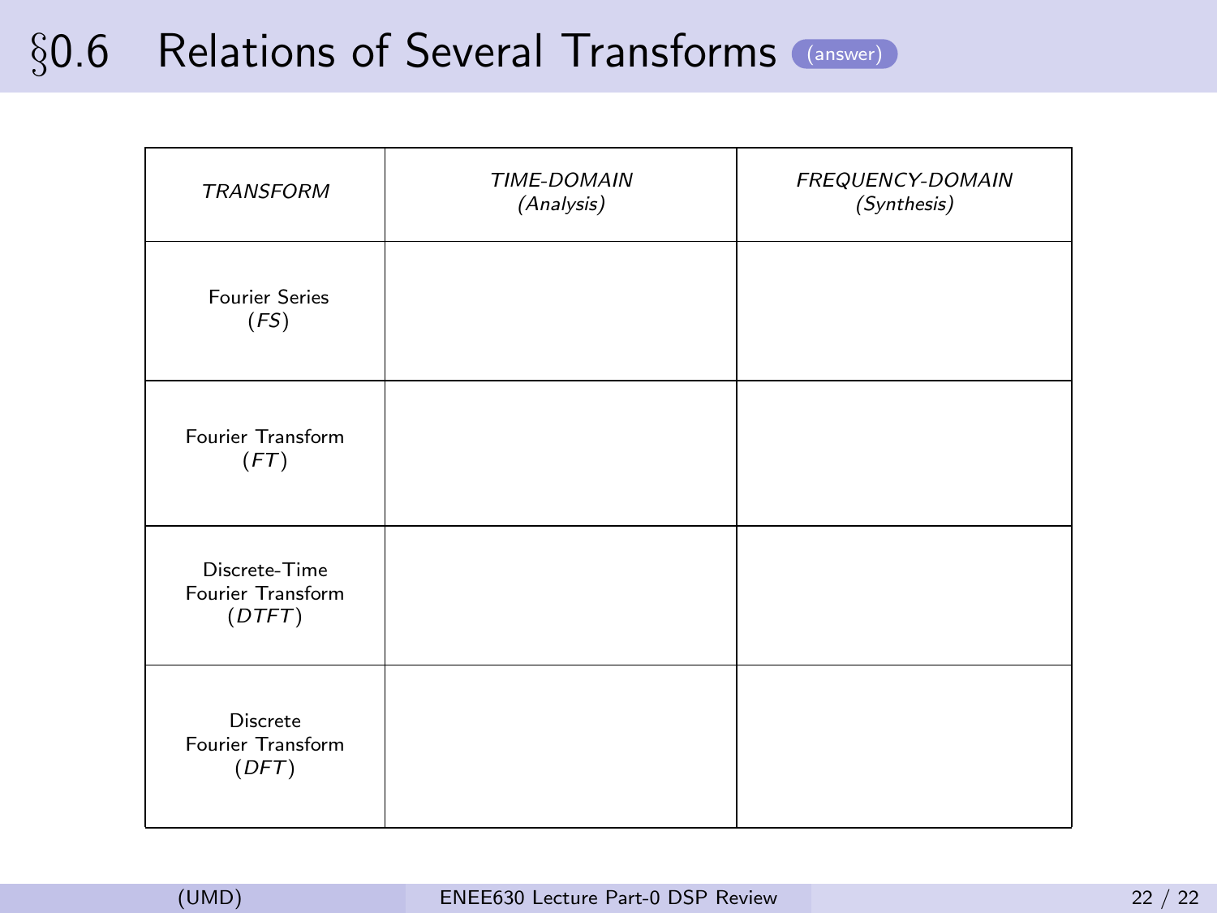# §0.6 Relations of Several Transforms (answer)

| *TRANSFORM* | *TIME-DOMAIN (Analysis)* | *FREQUENCY-DOMAIN (Synthesis)* |
| --- | --- | --- |
| Fourier Series (*FS*) | | |
| Fourier Transform (*FT*) | | |
| Discrete-Time Fourier Transform (*DTFT*) | | |
| Discrete Fourier Transform (*DFT*) | | |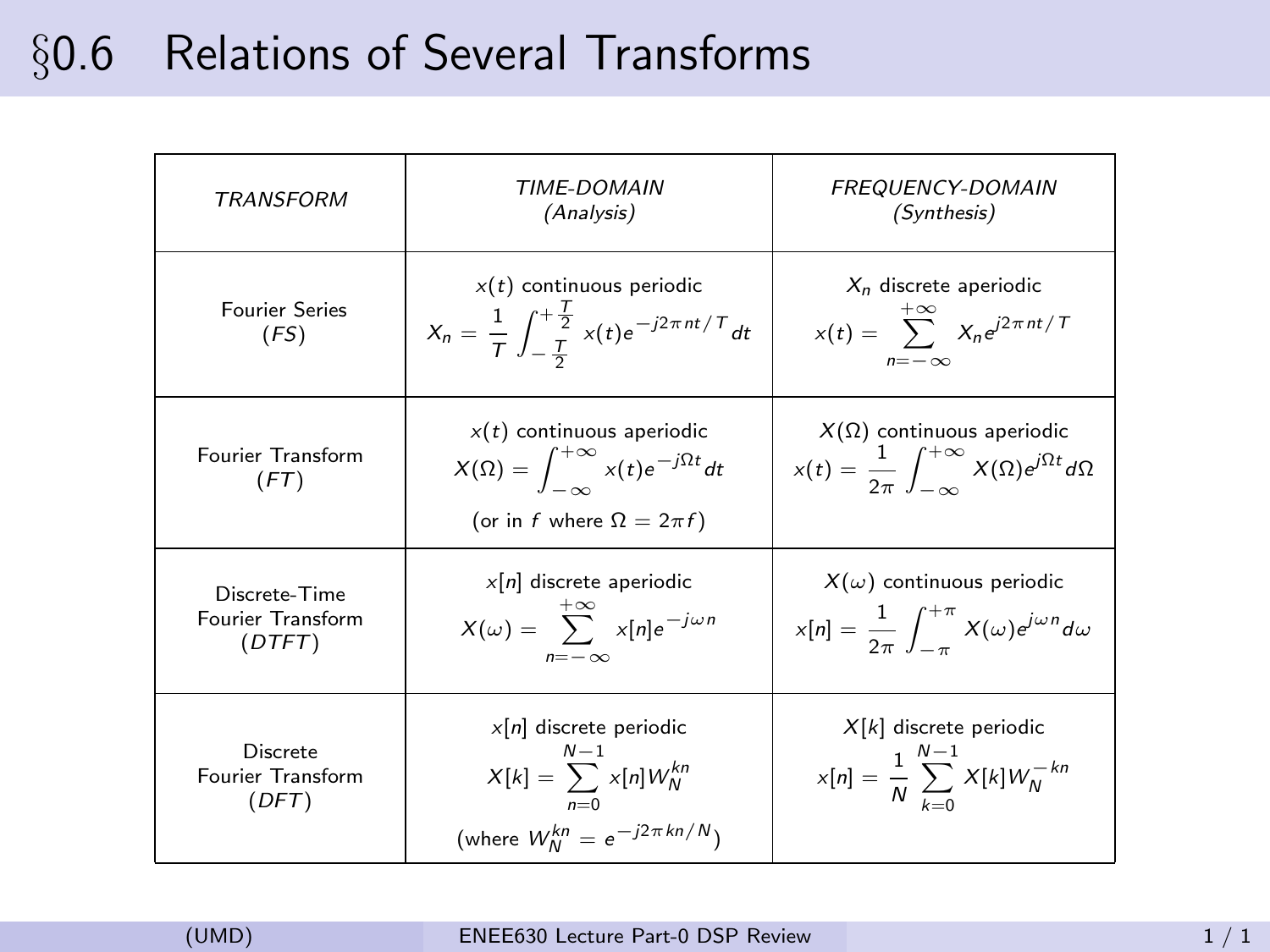# §0.6 Relations of Several Transforms

| *TRANSFORM* | *TIME-DOMAIN* *(Analysis)* | *FREQUENCY-DOMAIN* *(Synthesis)* |
|---|---|---|
| Fourier Series (*FS*) | $x(t)$ continuous periodic $X_n = \frac{1}{T}\int_{-\frac{T}{2}}^{+\frac{T}{2}} x(t) e^{-j2\pi nt/T} dt$ | $X_n$ discrete aperiodic $x(t) = \sum_{n=-\infty}^{+\infty} X_n e^{j2\pi nt/T}$ |
| Fourier Transform (*FT*) | $x(t)$ continuous aperiodic $X(\Omega) = \int_{-\infty}^{+\infty} x(t) e^{-j\Omega t} dt$ (or in $f$ where $\Omega = 2\pi f$) | $X(\Omega)$ continuous aperiodic $x(t) = \frac{1}{2\pi}\int_{-\infty}^{+\infty} X(\Omega) e^{j\Omega t} d\Omega$ |
| Discrete-Time Fourier Transform (*DTFT*) | $x[n]$ discrete aperiodic $X(\omega) = \sum_{n=-\infty}^{+\infty} x[n] e^{-j\omega n}$ | $X(\omega)$ continuous periodic $x[n] = \frac{1}{2\pi}\int_{-\pi}^{+\pi} X(\omega) e^{j\omega n} d\omega$ |
| Discrete Fourier Transform (*DFT*) | $x[n]$ discrete periodic $X[k] = \sum_{n=0}^{N-1} x[n] W_N^{kn}$ (where $W_N^{kn} = e^{-j2\pi kn/N}$) | $X[k]$ discrete periodic $x[n] = \frac{1}{N}\sum_{k=0}^{N-1} X[k] W_N^{-kn}$ |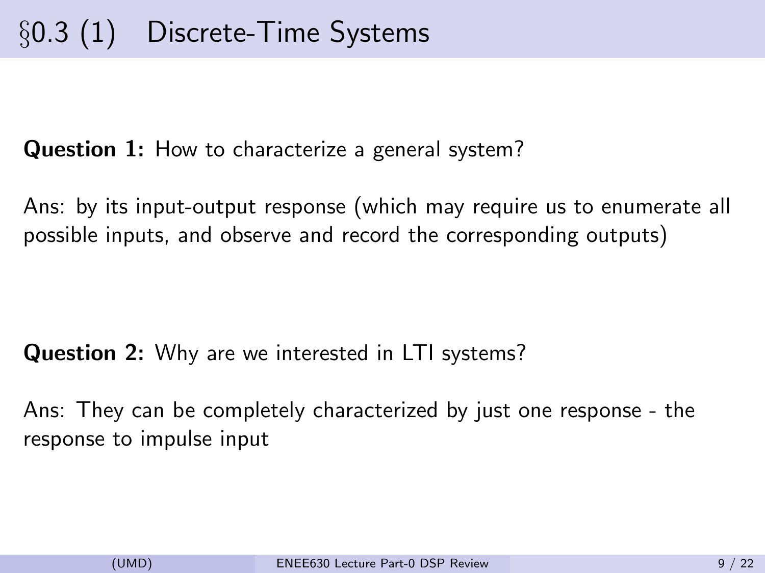# §0.3 (1) Discrete-Time Systems

**Question 1:** How to characterize a general system?

Ans: by its input-output response (which may require us to enumerate all possible inputs, and observe and record the corresponding outputs)

**Question 2:** Why are we interested in LTI systems?

Ans: They can be completely characterized by just one response - the response to impulse input